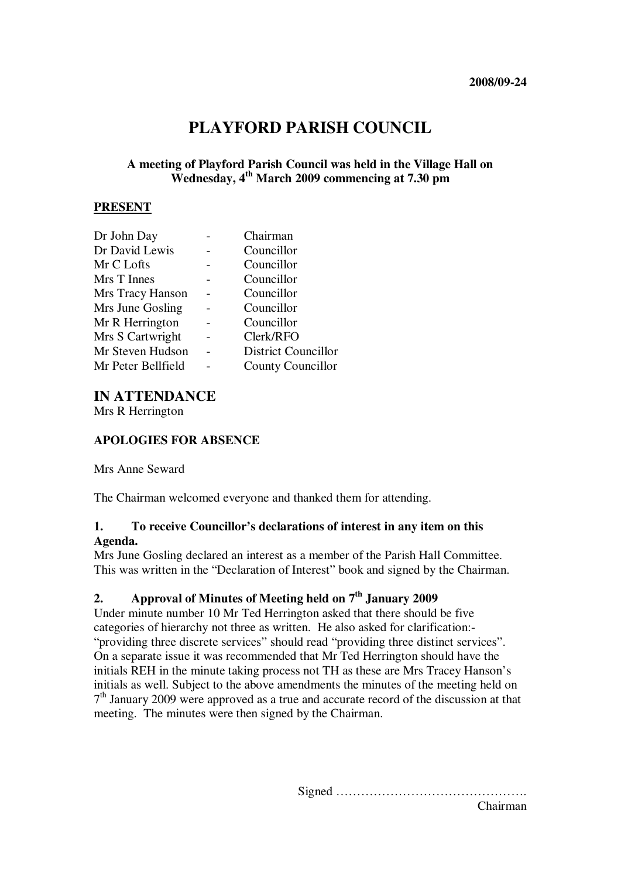**2008/09-24**

# PLAYFORD PARISH COUNCIL

**A meeting of Playford Parish Council was held in the Village Hall on Wednesday, 4th March 2009 commencing at 7.30 pm**

## PRESENT

| | | |
|---|---|---|
| Dr John Day | - | Chairman |
| Dr David Lewis | - | Councillor |
| Mr C Lofts | - | Councillor |
| Mrs T Innes | - | Councillor |
| Mrs Tracy Hanson | - | Councillor |
| Mrs June Gosling | - | Councillor |
| Mr R Herrington | - | Councillor |
| Mrs S Cartwright | - | Clerk/RFO |
| Mr Steven Hudson | - | District Councillor |
| Mr Peter Bellfield | - | County Councillor |

## IN ATTENDANCE

Mrs R Herrington

### APOLOGIES FOR ABSENCE

Mrs Anne Seward

The Chairman welcomed everyone and thanked them for attending.

### 1. To receive Councillor's declarations of interest in any item on this Agenda.

Mrs June Gosling declared an interest as a member of the Parish Hall Committee. This was written in the "Declaration of Interest" book and signed by the Chairman.

### 2. Approval of Minutes of Meeting held on 7th January 2009

Under minute number 10 Mr Ted Herrington asked that there should be five categories of hierarchy not three as written. He also asked for clarification:- "providing three discrete services" should read "providing three distinct services". On a separate issue it was recommended that Mr Ted Herrington should have the initials REH in the minute taking process not TH as these are Mrs Tracey Hanson's initials as well. Subject to the above amendments the minutes of the meeting held on 7th January 2009 were approved as a true and accurate record of the discussion at that meeting. The minutes were then signed by the Chairman.

Signed ………………………………………….
Chairman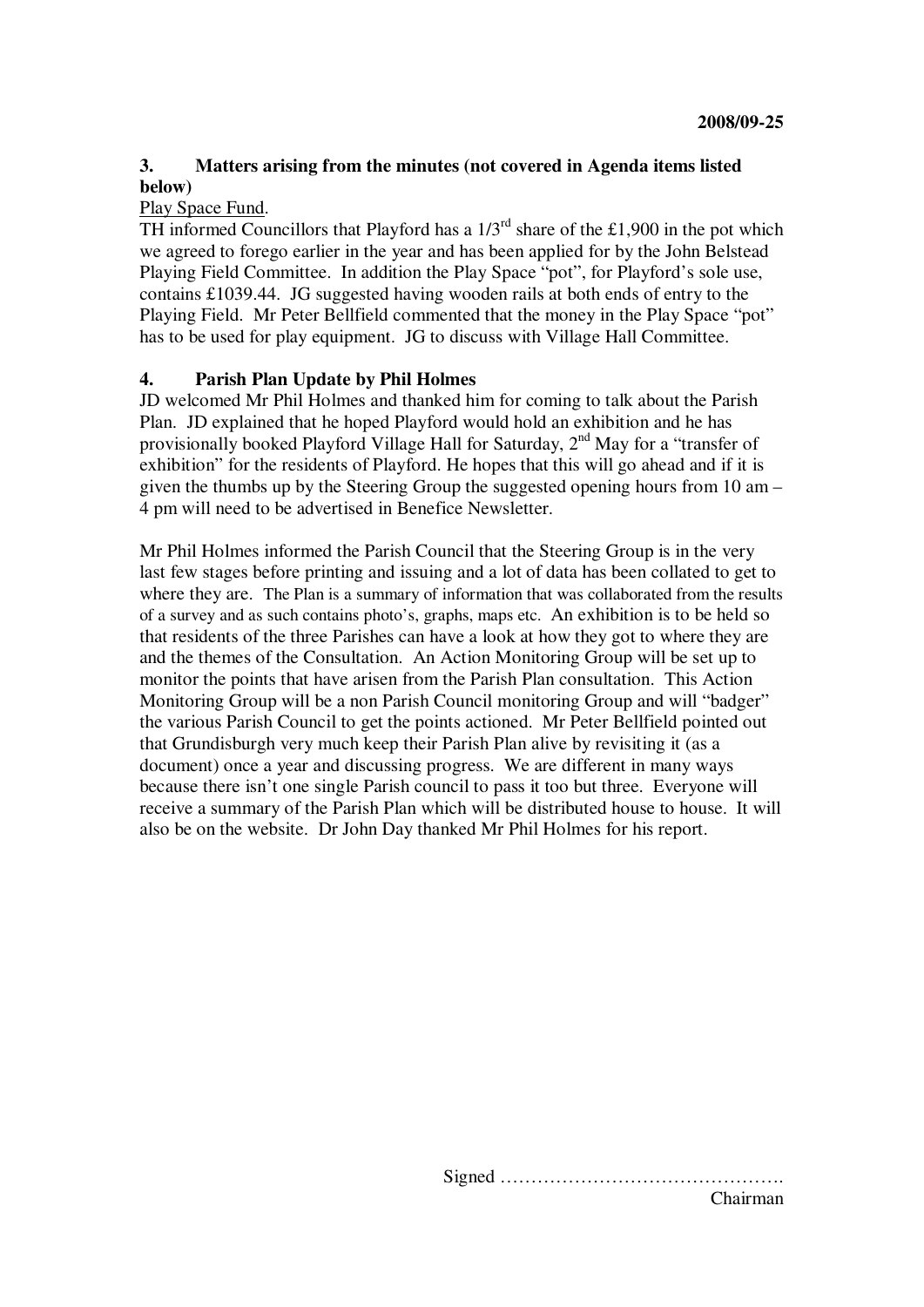2008/09-25

### 3. Matters arising from the minutes (not covered in Agenda items listed below)

Play Space Fund.

TH informed Councillors that Playford has a 1/3rd share of the £1,900 in the pot which we agreed to forego earlier in the year and has been applied for by the John Belstead Playing Field Committee. In addition the Play Space "pot", for Playford's sole use, contains £1039.44. JG suggested having wooden rails at both ends of entry to the Playing Field. Mr Peter Bellfield commented that the money in the Play Space "pot" has to be used for play equipment. JG to discuss with Village Hall Committee.

### 4. Parish Plan Update by Phil Holmes

JD welcomed Mr Phil Holmes and thanked him for coming to talk about the Parish Plan. JD explained that he hoped Playford would hold an exhibition and he has provisionally booked Playford Village Hall for Saturday, 2nd May for a "transfer of exhibition" for the residents of Playford. He hopes that this will go ahead and if it is given the thumbs up by the Steering Group the suggested opening hours from 10 am – 4 pm will need to be advertised in Benefice Newsletter.

Mr Phil Holmes informed the Parish Council that the Steering Group is in the very last few stages before printing and issuing and a lot of data has been collated to get to where they are. The Plan is a summary of information that was collaborated from the results of a survey and as such contains photo's, graphs, maps etc. An exhibition is to be held so that residents of the three Parishes can have a look at how they got to where they are and the themes of the Consultation. An Action Monitoring Group will be set up to monitor the points that have arisen from the Parish Plan consultation. This Action Monitoring Group will be a non Parish Council monitoring Group and will "badger" the various Parish Council to get the points actioned. Mr Peter Bellfield pointed out that Grundisburgh very much keep their Parish Plan alive by revisiting it (as a document) once a year and discussing progress. We are different in many ways because there isn't one single Parish council to pass it too but three. Everyone will receive a summary of the Parish Plan which will be distributed house to house. It will also be on the website. Dr John Day thanked Mr Phil Holmes for his report.

Signed ……………………………………….
Chairman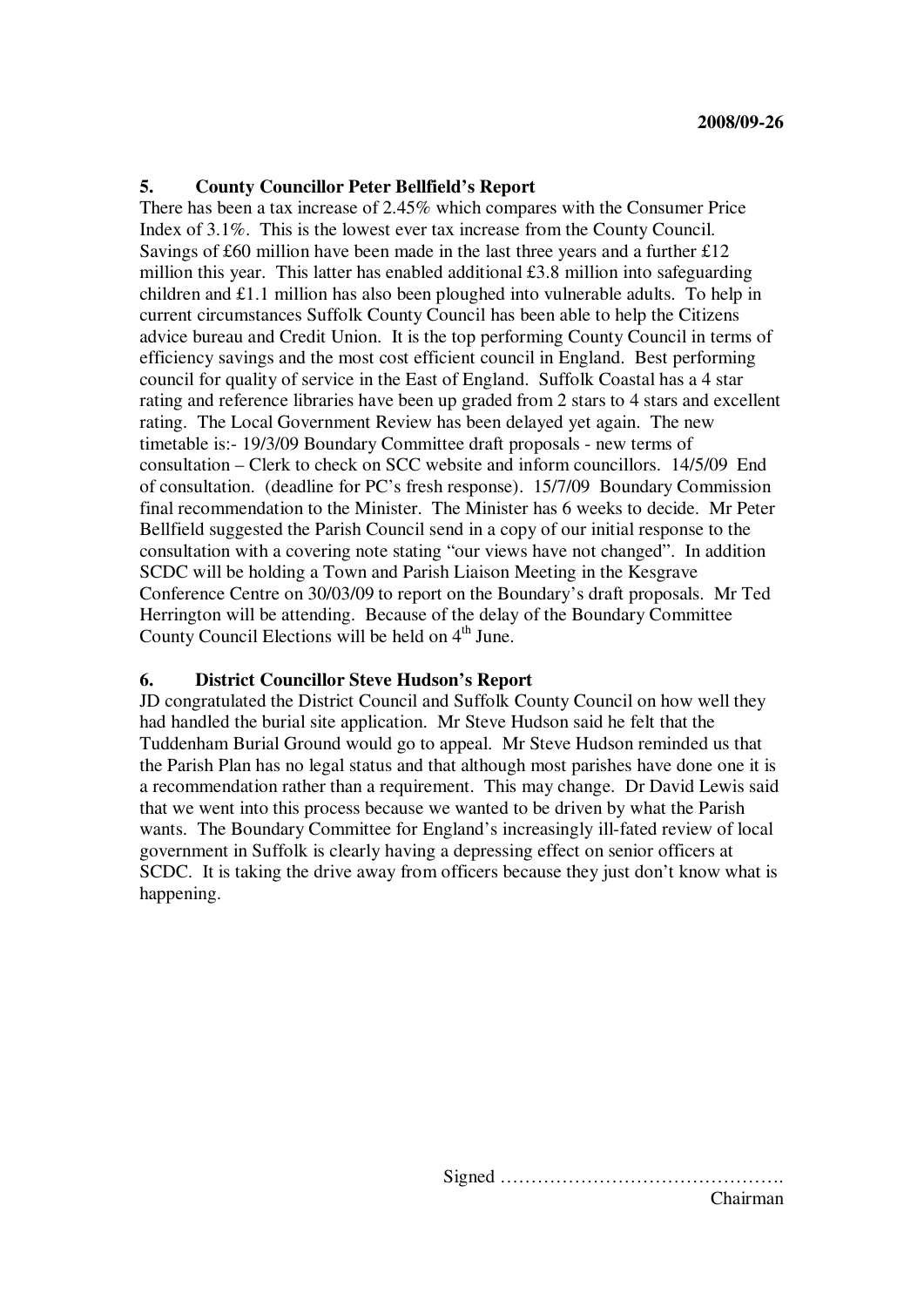**2008/09-26**

### 5. County Councillor Peter Bellfield's Report

There has been a tax increase of 2.45% which compares with the Consumer Price Index of 3.1%. This is the lowest ever tax increase from the County Council. Savings of £60 million have been made in the last three years and a further £12 million this year. This latter has enabled additional £3.8 million into safeguarding children and £1.1 million has also been ploughed into vulnerable adults. To help in current circumstances Suffolk County Council has been able to help the Citizens advice bureau and Credit Union. It is the top performing County Council in terms of efficiency savings and the most cost efficient council in England. Best performing council for quality of service in the East of England. Suffolk Coastal has a 4 star rating and reference libraries have been up graded from 2 stars to 4 stars and excellent rating. The Local Government Review has been delayed yet again. The new timetable is:- 19/3/09 Boundary Committee draft proposals - new terms of consultation – Clerk to check on SCC website and inform councillors. 14/5/09 End of consultation. (deadline for PC's fresh response). 15/7/09 Boundary Commission final recommendation to the Minister. The Minister has 6 weeks to decide. Mr Peter Bellfield suggested the Parish Council send in a copy of our initial response to the consultation with a covering note stating "our views have not changed". In addition SCDC will be holding a Town and Parish Liaison Meeting in the Kesgrave Conference Centre on 30/03/09 to report on the Boundary's draft proposals. Mr Ted Herrington will be attending. Because of the delay of the Boundary Committee County Council Elections will be held on 4th June.

### 6. District Councillor Steve Hudson's Report

JD congratulated the District Council and Suffolk County Council on how well they had handled the burial site application. Mr Steve Hudson said he felt that the Tuddenham Burial Ground would go to appeal. Mr Steve Hudson reminded us that the Parish Plan has no legal status and that although most parishes have done one it is a recommendation rather than a requirement. This may change. Dr David Lewis said that we went into this process because we wanted to be driven by what the Parish wants. The Boundary Committee for England's increasingly ill-fated review of local government in Suffolk is clearly having a depressing effect on senior officers at SCDC. It is taking the drive away from officers because they just don't know what is happening.

Signed ……………………………………….
Chairman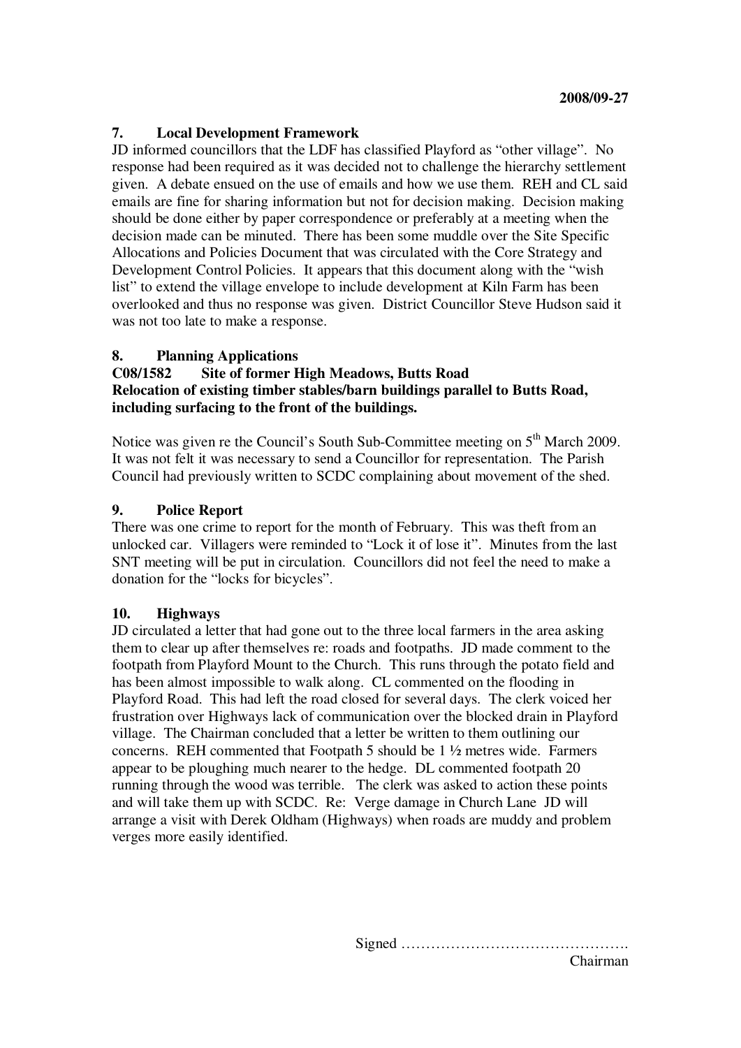**2008/09-27**

## 7. Local Development Framework

JD informed councillors that the LDF has classified Playford as "other village". No response had been required as it was decided not to challenge the hierarchy settlement given. A debate ensued on the use of emails and how we use them. REH and CL said emails are fine for sharing information but not for decision making. Decision making should be done either by paper correspondence or preferably at a meeting when the decision made can be minuted. There has been some muddle over the Site Specific Allocations and Policies Document that was circulated with the Core Strategy and Development Control Policies. It appears that this document along with the "wish list" to extend the village envelope to include development at Kiln Farm has been overlooked and thus no response was given. District Councillor Steve Hudson said it was not too late to make a response.

## 8. Planning Applications

**C08/1582 Site of former High Meadows, Butts Road**
**Relocation of existing timber stables/barn buildings parallel to Butts Road, including surfacing to the front of the buildings.**

Notice was given re the Council's South Sub-Committee meeting on 5th March 2009. It was not felt it was necessary to send a Councillor for representation. The Parish Council had previously written to SCDC complaining about movement of the shed.

## 9. Police Report

There was one crime to report for the month of February. This was theft from an unlocked car. Villagers were reminded to "Lock it of lose it". Minutes from the last SNT meeting will be put in circulation. Councillors did not feel the need to make a donation for the "locks for bicycles".

## 10. Highways

JD circulated a letter that had gone out to the three local farmers in the area asking them to clear up after themselves re: roads and footpaths. JD made comment to the footpath from Playford Mount to the Church. This runs through the potato field and has been almost impossible to walk along. CL commented on the flooding in Playford Road. This had left the road closed for several days. The clerk voiced her frustration over Highways lack of communication over the blocked drain in Playford village. The Chairman concluded that a letter be written to them outlining our concerns. REH commented that Footpath 5 should be 1 ½ metres wide. Farmers appear to be ploughing much nearer to the hedge. DL commented footpath 20 running through the wood was terrible. The clerk was asked to action these points and will take them up with SCDC. Re: Verge damage in Church Lane JD will arrange a visit with Derek Oldham (Highways) when roads are muddy and problem verges more easily identified.

Signed ……………………………………….
Chairman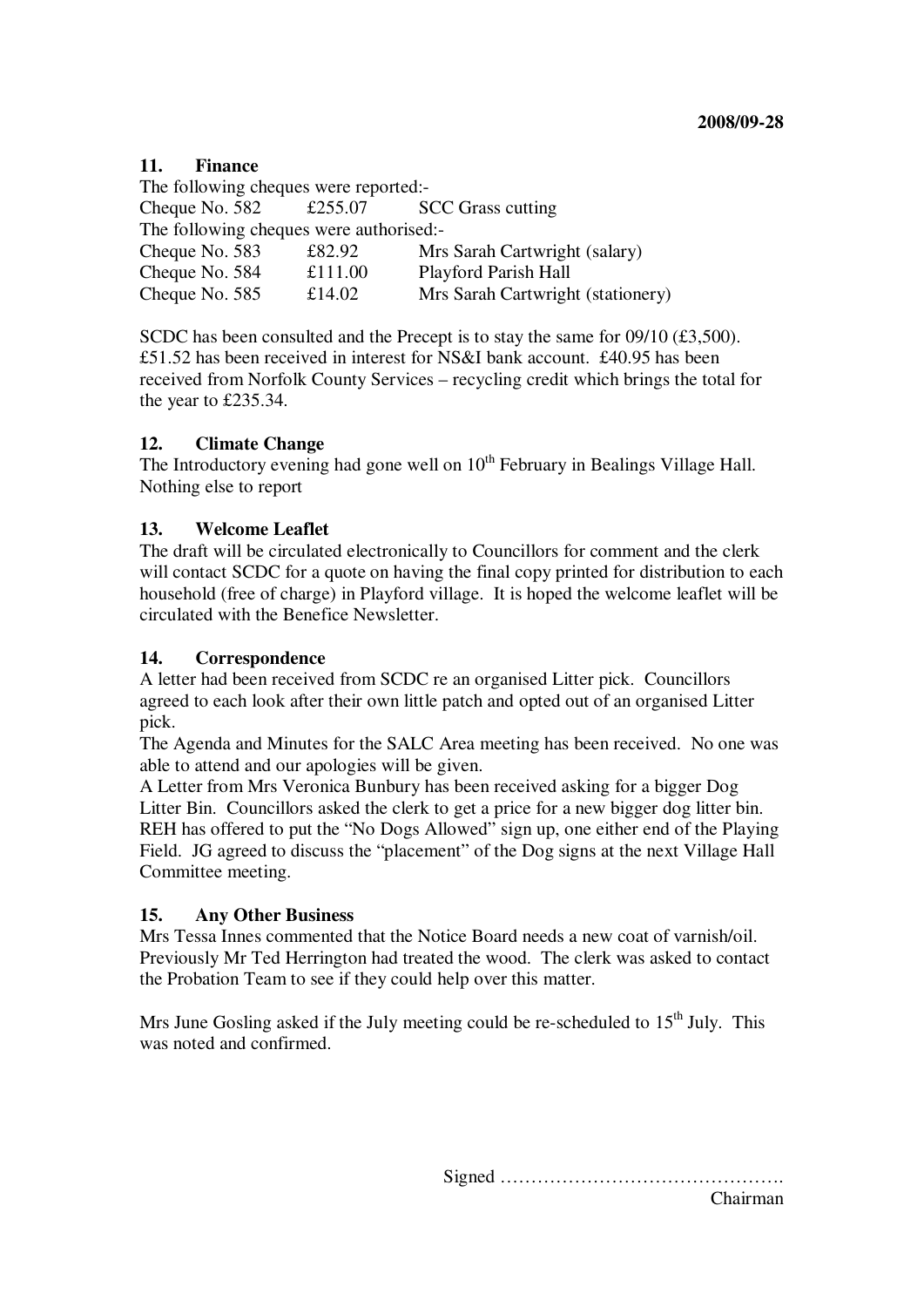2008/09-28

### 11. Finance

The following cheques were reported:-

| | | |
|---|---|---|
| Cheque No. 582 | £255.07 | SCC Grass cutting |

The following cheques were authorised:-

| | | |
|---|---|---|
| Cheque No. 583 | £82.92 | Mrs Sarah Cartwright (salary) |
| Cheque No. 584 | £111.00 | Playford Parish Hall |
| Cheque No. 585 | £14.02 | Mrs Sarah Cartwright (stationery) |

SCDC has been consulted and the Precept is to stay the same for 09/10 (£3,500). £51.52 has been received in interest for NS&I bank account. £40.95 has been received from Norfolk County Services – recycling credit which brings the total for the year to £235.34.

### 12. Climate Change

The Introductory evening had gone well on 10th February in Bealings Village Hall. Nothing else to report

### 13. Welcome Leaflet

The draft will be circulated electronically to Councillors for comment and the clerk will contact SCDC for a quote on having the final copy printed for distribution to each household (free of charge) in Playford village. It is hoped the welcome leaflet will be circulated with the Benefice Newsletter.

### 14. Correspondence

A letter had been received from SCDC re an organised Litter pick. Councillors agreed to each look after their own little patch and opted out of an organised Litter pick.

The Agenda and Minutes for the SALC Area meeting has been received. No one was able to attend and our apologies will be given.

A Letter from Mrs Veronica Bunbury has been received asking for a bigger Dog Litter Bin. Councillors asked the clerk to get a price for a new bigger dog litter bin. REH has offered to put the "No Dogs Allowed" sign up, one either end of the Playing Field. JG agreed to discuss the "placement" of the Dog signs at the next Village Hall Committee meeting.

### 15. Any Other Business

Mrs Tessa Innes commented that the Notice Board needs a new coat of varnish/oil. Previously Mr Ted Herrington had treated the wood. The clerk was asked to contact the Probation Team to see if they could help over this matter.

Mrs June Gosling asked if the July meeting could be re-scheduled to 15th July. This was noted and confirmed.

Signed ……………………………………….

Chairman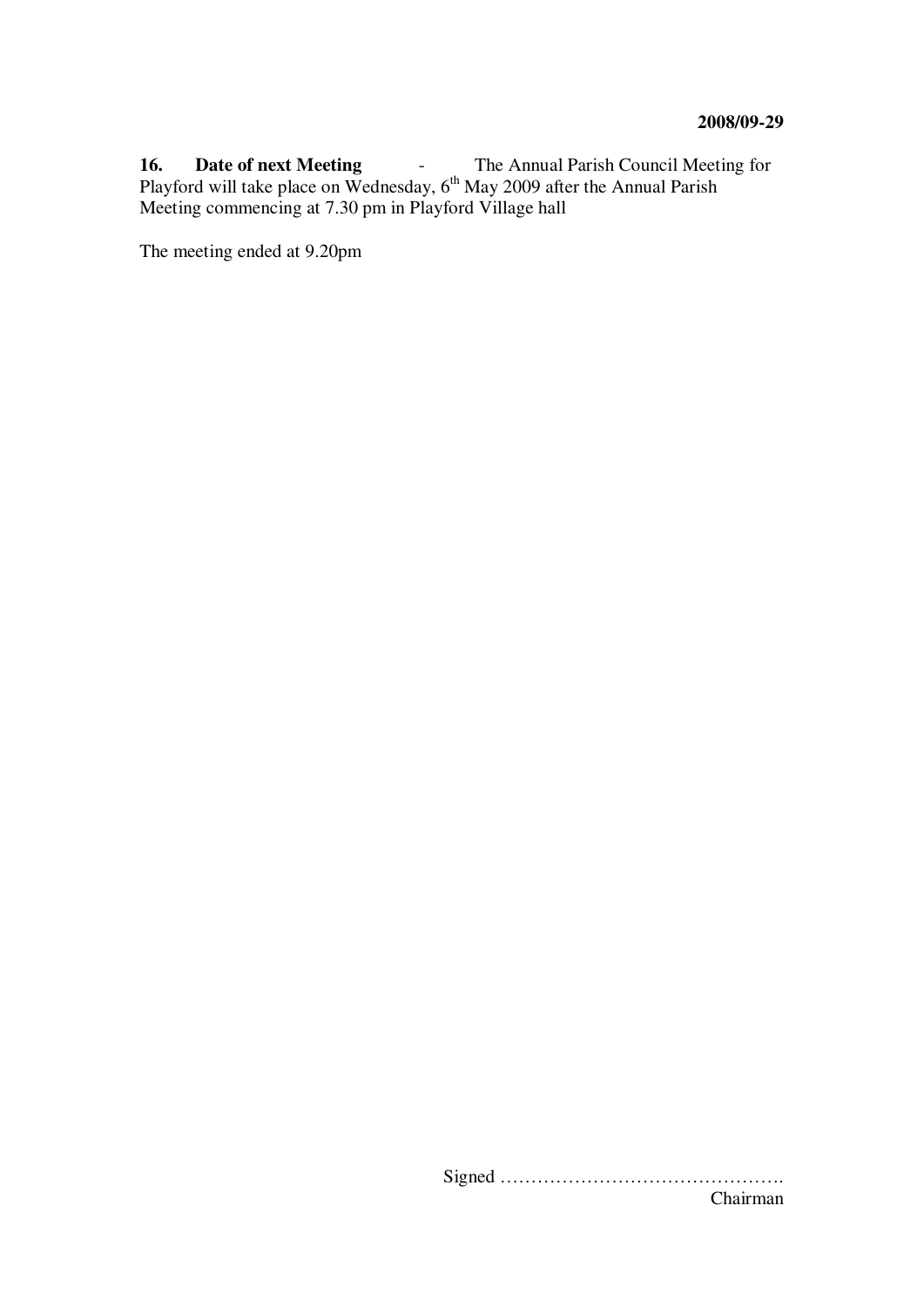**2008/09-29**

**16. Date of next Meeting** - The Annual Parish Council Meeting for Playford will take place on Wednesday, 6th May 2009 after the Annual Parish Meeting commencing at 7.30 pm in Playford Village hall

The meeting ended at 9.20pm

Signed ……………………………………….
Chairman